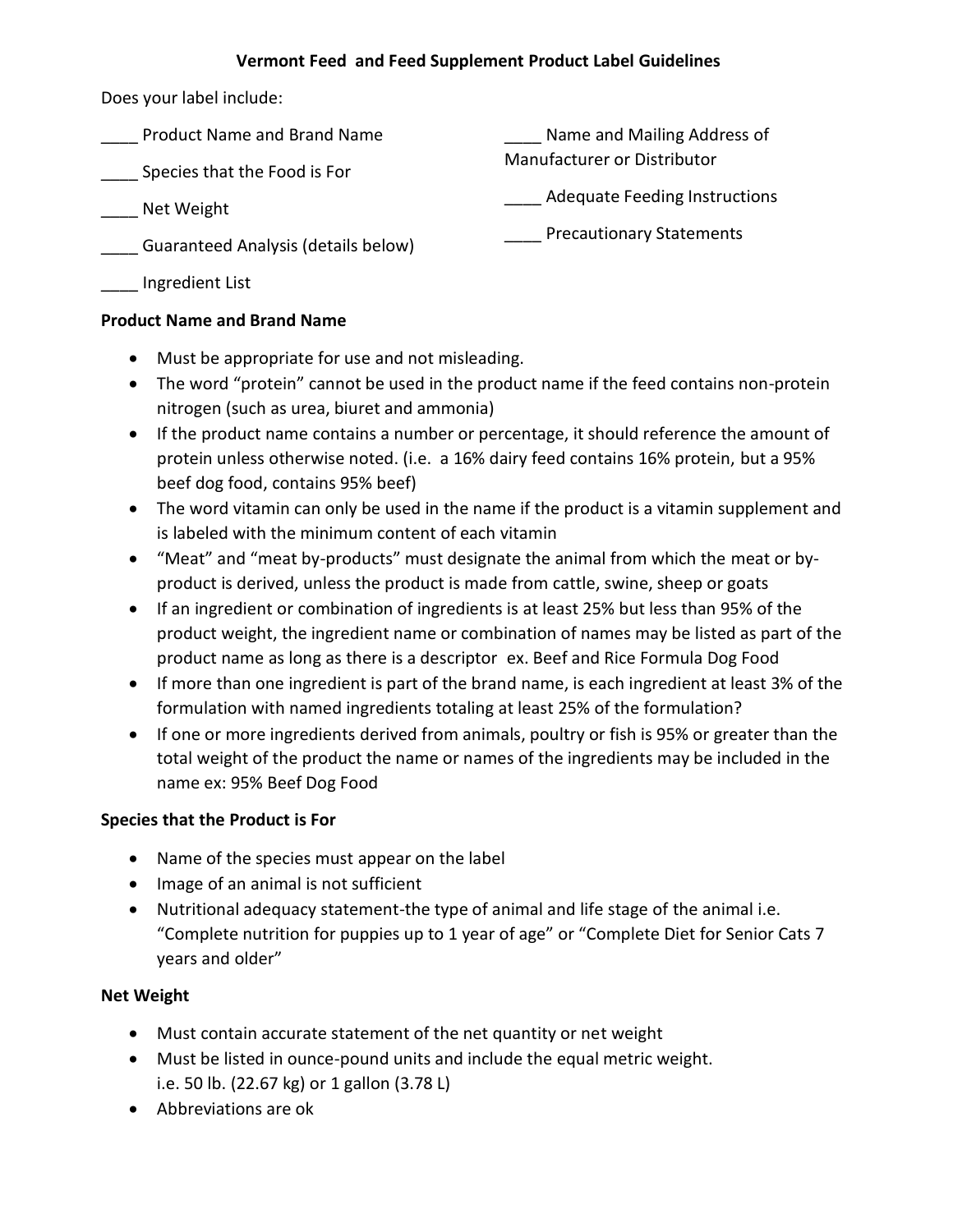# Vermont Feed and Feed Supplement Product Label Guidelines

Does your label include:

____ Product Name and Brand Name

____ Species that the Food is For

____ Net Weight

____ Guaranteed Analysis (details below)

____ Ingredient List

____ Name and Mailing Address of Manufacturer or Distributor

____ Adequate Feeding Instructions

____ Precautionary Statements

**Product Name and Brand Name**

- Must be appropriate for use and not misleading.
- The word "protein" cannot be used in the product name if the feed contains non-protein nitrogen (such as urea, biuret and ammonia)
- If the product name contains a number or percentage, it should reference the amount of protein unless otherwise noted. (i.e. a 16% dairy feed contains 16% protein, but a 95% beef dog food, contains 95% beef)
- The word vitamin can only be used in the name if the product is a vitamin supplement and is labeled with the minimum content of each vitamin
- "Meat" and "meat by-products" must designate the animal from which the meat or by-product is derived, unless the product is made from cattle, swine, sheep or goats
- If an ingredient or combination of ingredients is at least 25% but less than 95% of the product weight, the ingredient name or combination of names may be listed as part of the product name as long as there is a descriptor ex. Beef and Rice Formula Dog Food
- If more than one ingredient is part of the brand name, is each ingredient at least 3% of the formulation with named ingredients totaling at least 25% of the formulation?
- If one or more ingredients derived from animals, poultry or fish is 95% or greater than the total weight of the product the name or names of the ingredients may be included in the name ex: 95% Beef Dog Food

**Species that the Product is For**

- Name of the species must appear on the label
- Image of an animal is not sufficient
- Nutritional adequacy statement-the type of animal and life stage of the animal i.e. "Complete nutrition for puppies up to 1 year of age" or "Complete Diet for Senior Cats 7 years and older"

**Net Weight**

- Must contain accurate statement of the net quantity or net weight
- Must be listed in ounce-pound units and include the equal metric weight. i.e. 50 lb. (22.67 kg) or 1 gallon (3.78 L)
- Abbreviations are ok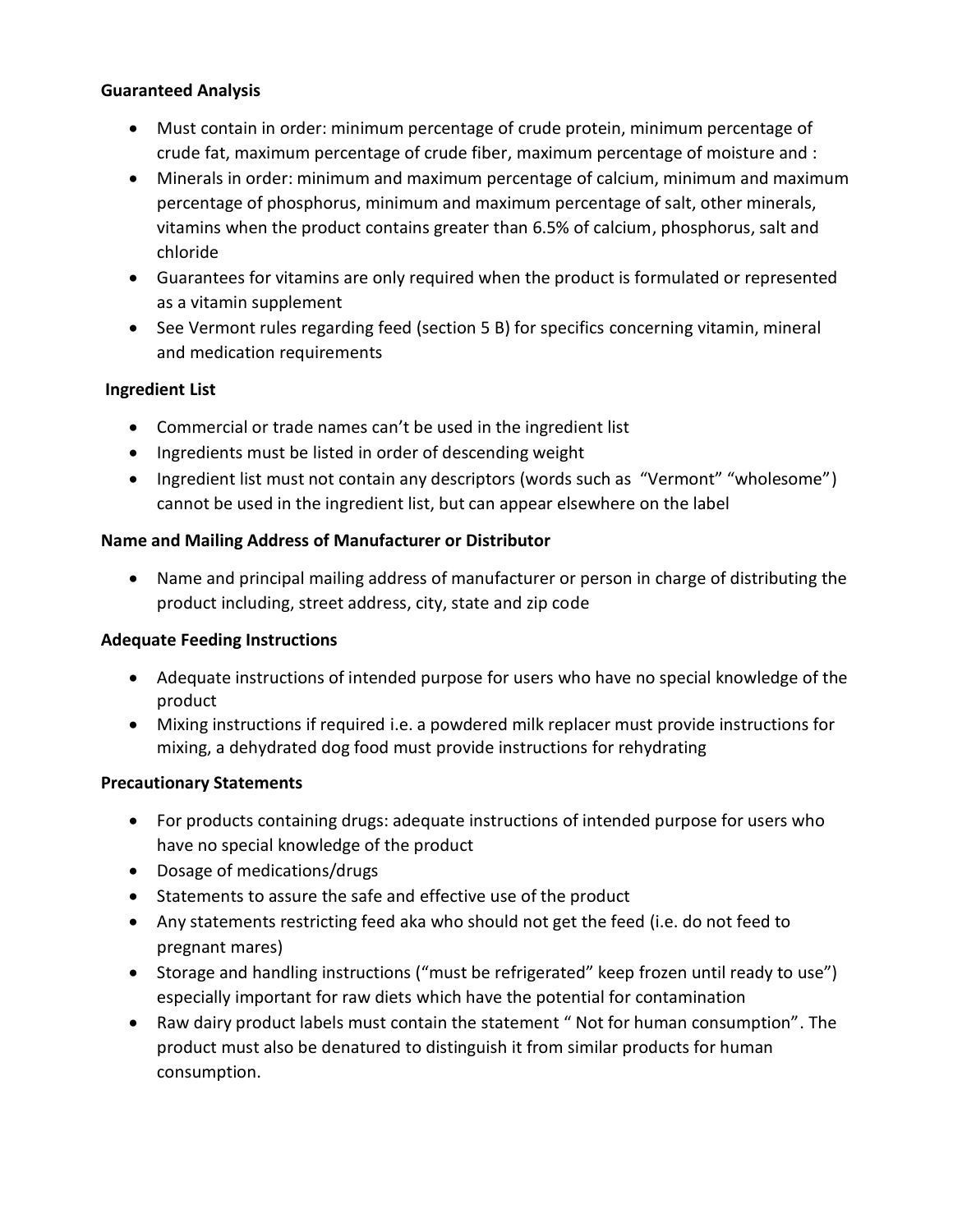**Guaranteed Analysis**

- Must contain in order: minimum percentage of crude protein, minimum percentage of crude fat, maximum percentage of crude fiber, maximum percentage of moisture and :
- Minerals in order: minimum and maximum percentage of calcium, minimum and maximum percentage of phosphorus, minimum and maximum percentage of salt, other minerals, vitamins when the product contains greater than 6.5% of calcium, phosphorus, salt and chloride
- Guarantees for vitamins are only required when the product is formulated or represented as a vitamin supplement
- See Vermont rules regarding feed (section 5 B) for specifics concerning vitamin, mineral and medication requirements

**Ingredient List**

- Commercial or trade names can't be used in the ingredient list
- Ingredients must be listed in order of descending weight
- Ingredient list must not contain any descriptors (words such as "Vermont" "wholesome") cannot be used in the ingredient list, but can appear elsewhere on the label

**Name and Mailing Address of Manufacturer or Distributor**

- Name and principal mailing address of manufacturer or person in charge of distributing the product including, street address, city, state and zip code

**Adequate Feeding Instructions**

- Adequate instructions of intended purpose for users who have no special knowledge of the product
- Mixing instructions if required i.e. a powdered milk replacer must provide instructions for mixing, a dehydrated dog food must provide instructions for rehydrating

**Precautionary Statements**

- For products containing drugs: adequate instructions of intended purpose for users who have no special knowledge of the product
- Dosage of medications/drugs
- Statements to assure the safe and effective use of the product
- Any statements restricting feed aka who should not get the feed (i.e. do not feed to pregnant mares)
- Storage and handling instructions ("must be refrigerated" keep frozen until ready to use") especially important for raw diets which have the potential for contamination
- Raw dairy product labels must contain the statement " Not for human consumption". The product must also be denatured to distinguish it from similar products for human consumption.